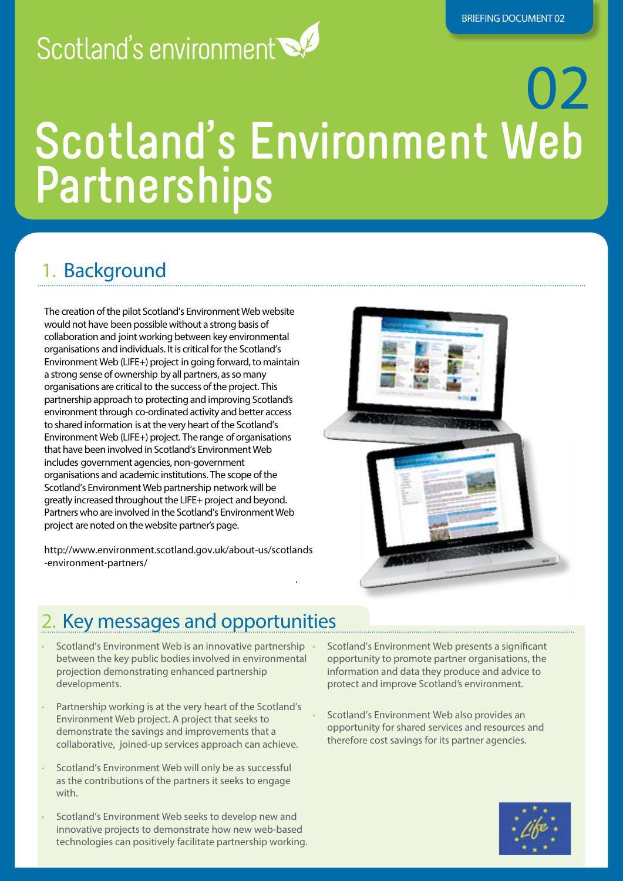Scotland's environment

BRIEFING DOCUMENT 02

# 02 Scotland's Environment Web Partnerships

## 1. Background

The creation of the pilot Scotland's Environment Web website would not have been possible without a strong basis of collaboration and joint working between key environmental organisations and individuals. It is critical for the Scotland's Environment Web (LIFE+) project in going forward, to maintain a strong sense of ownership by all partners, as so many organisations are critical to the success of the project. This partnership approach to protecting and improving Scotland's environment through co-ordinated activity and better access to shared information is at the very heart of the Scotland's Environment Web (LIFE+) project. The range of organisations that have been involved in Scotland's Environment Web includes government agencies, non-government organisations and academic institutions. The scope of the Scotland's Environment Web partnership network will be greatly increased throughout the LIFE+ project and beyond. Partners who are involved in the Scotland's Environment Web project are noted on the website partner's page.

http://www.environment.scotland.gov.uk/about-us/scotlands-environment-partners/

## 2. Key messages and opportunities

- Scotland's Environment Web is an innovative partnership between the key public bodies involved in environmental projection demonstrating enhanced partnership developments.
- Partnership working is at the very heart of the Scotland's Environment Web project. A project that seeks to demonstrate the savings and improvements that a collaborative, joined-up services approach can achieve.
- Scotland's Environment Web will only be as successful as the contributions of the partners it seeks to engage with.
- Scotland's Environment Web seeks to develop new and innovative projects to demonstrate how new web-based technologies can positively facilitate partnership working.
- Scotland's Environment Web presents a significant opportunity to promote partner organisations, the information and data they produce and advice to protect and improve Scotland's environment.
- Scotland's Environment Web also provides an opportunity for shared services and resources and therefore cost savings for its partner agencies.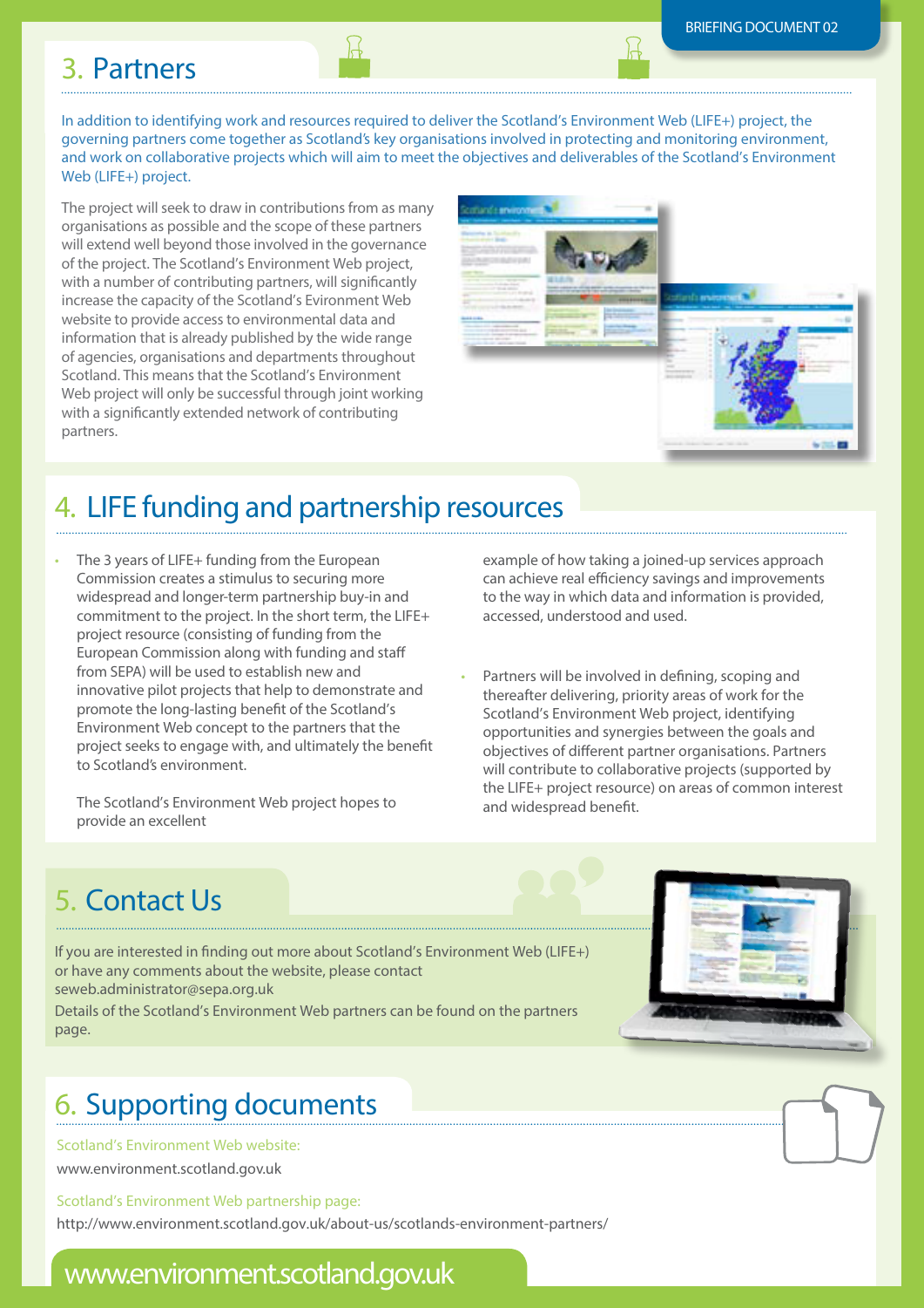## 3. Partners

In addition to identifying work and resources required to deliver the Scotland's Environment Web (LIFE+) project, the governing partners come together as Scotland's key organisations involved in protecting and monitoring environment, and work on collaborative projects which will aim to meet the objectives and deliverables of the Scotland's Environment Web (LIFE+) project.

The project will seek to draw in contributions from as many organisations as possible and the scope of these partners will extend well beyond those involved in the governance of the project. The Scotland's Environment Web project, with a number of contributing partners, will significantly increase the capacity of the Scotland's Environment Web website to provide access to environmental data and information that is already published by the wide range of agencies, organisations and departments throughout Scotland. This means that the Scotland's Environment Web project will only be successful through joint working with a significantly extended network of contributing partners.

## 4. LIFE funding and partnership resources

- The 3 years of LIFE+ funding from the European Commission creates a stimulus to securing more widespread and longer-term partnership buy-in and commitment to the project. In the short term, the LIFE+ project resource (consisting of funding from the European Commission along with funding and staff from SEPA) will be used to establish new and innovative pilot projects that help to demonstrate and promote the long-lasting benefit of the Scotland's Environment Web concept to the partners that the project seeks to engage with, and ultimately the benefit to Scotland's environment.

  The Scotland's Environment Web project hopes to provide an excellent example of how taking a joined-up services approach can achieve real efficiency savings and improvements to the way in which data and information is provided, accessed, understood and used.

- Partners will be involved in defining, scoping and thereafter delivering, priority areas of work for the Scotland's Environment Web project, identifying opportunities and synergies between the goals and objectives of different partner organisations. Partners will contribute to collaborative projects (supported by the LIFE+ project resource) on areas of common interest and widespread benefit.

## 5. Contact Us

If you are interested in finding out more about Scotland's Environment Web (LIFE+) or have any comments about the website, please contact seweb.administrator@sepa.org.uk

Details of the Scotland's Environment Web partners can be found on the partners page.

## 6. Supporting documents

Scotland's Environment Web website:
www.environment.scotland.gov.uk

Scotland's Environment Web partnership page:
http://www.environment.scotland.gov.uk/about-us/scotlands-environment-partners/

www.environment.scotland.gov.uk